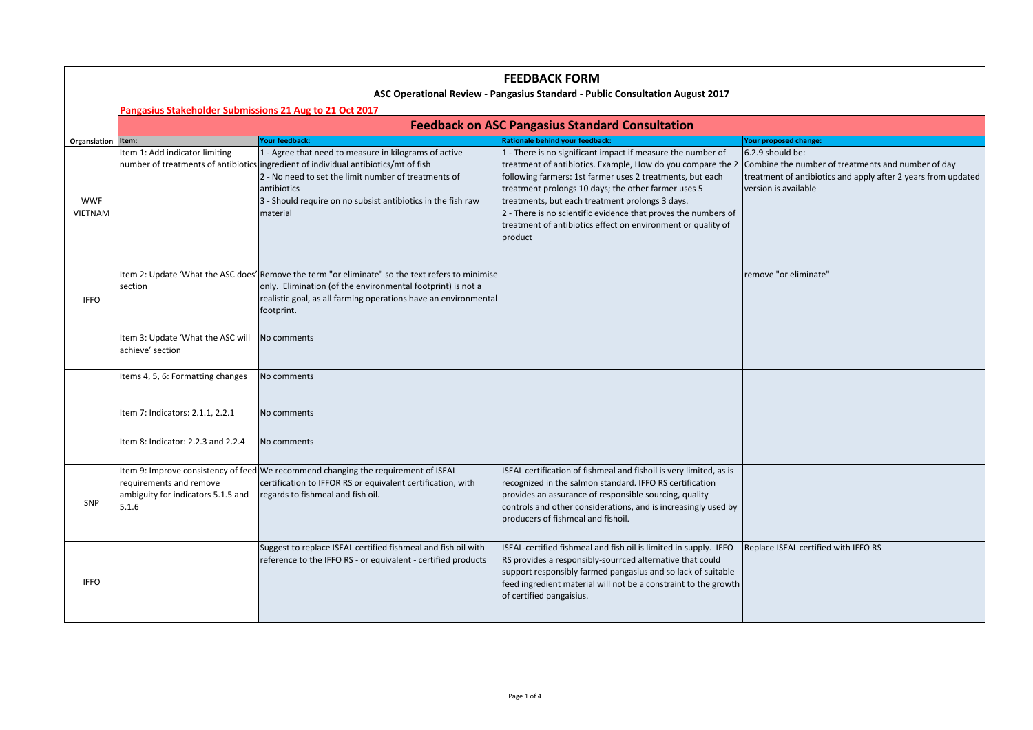# FEEDBACK FORM

## ASC Operational Review - Pangasius Standard - Public Consultation August 2017

**Pangasius Stakeholder Submissions 21 Aug to 21 Oct 2017**

## Feedback on ASC Pangasius Standard Consultation

| Organsiation | Item: | Your feedback: | Rationale behind your feedback: | Your proposed change: |
|---|---|---|---|---|
| WWF VIETNAM | Item 1: Add indicator limiting number of treatments of antibiotics | 1 - Agree that need to measure in kilograms of active ingredient of individual antibiotics/mt of fish<br>2 - No need to set the limit number of treatments of antibiotics<br>3 - Should require on no subsist antibiotics in the fish raw material | 1 - There is no significant impact if measure the number of treatment of antibiotics. Example, How do you compare the 2 following farmers: 1st farmer uses 2 treatments, but each treatment prolongs 10 days; the other farmer uses 5 treatments, but each treatment prolongs 3 days.<br>2 - There is no scientific evidence that proves the numbers of treatment of antibiotics effect on environment or quality of product | 6.2.9 should be:<br>Combine the number of treatments and number of day treatment of antibiotics and apply after 2 years from updated version is available |
| IFFO | Item 2: Update 'What the ASC does' section | Remove the term "or eliminate" so the text refers to minimise only. Elimination (of the environmental footprint) is not a realistic goal, as all farming operations have an environmental footprint. | | remove "or eliminate" |
| | Item 3: Update 'What the ASC will achieve' section | No comments | | |
| | Items 4, 5, 6: Formatting changes | No comments | | |
| | Item 7: Indicators: 2.1.1, 2.2.1 | No comments | | |
| | Item 8: Indicator: 2.2.3 and 2.2.4 | No comments | | |
| SNP | Item 9: Improve consistency of feed requirements and remove ambiguity for indicators 5.1.5 and 5.1.6 | We recommend changing the requirement of ISEAL certification to IFFOR RS or equivalent certification, with regards to fishmeal and fish oil. | ISEAL certification of fishmeal and fishoil is very limited, as is recognized in the salmon standard. IFFO RS certification provides an assurance of responsible sourcing, quality controls and other considerations, and is increasingly used by producers of fishmeal and fishoil. | |
| IFFO | | Suggest to replace ISEAL certified fishmeal and fish oil with reference to the IFFO RS - or equivalent - certified products | ISEAL-certified fishmeal and fish oil is limited in supply. IFFO RS provides a responsibly-sourrced alternative that could support responsibly farmed pangasius and so lack of suitable feed ingredient material will not be a constraint to the growth of certified pangaisius. | Replace ISEAL certified with IFFO RS |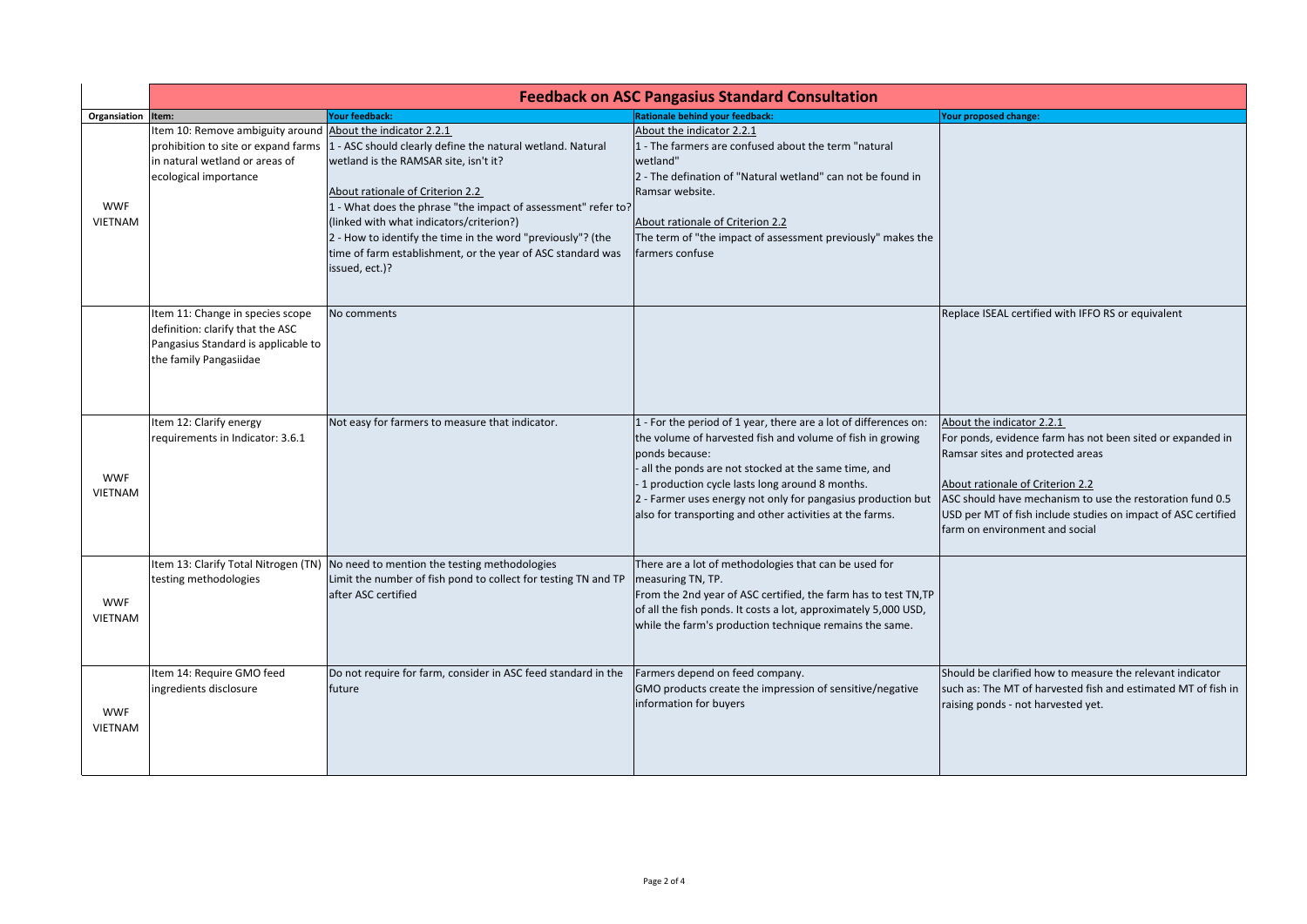# Feedback on ASC Pangasius Standard Consultation

| Organsiation | Item: | Your feedback: | Rationale behind your feedback: | Your proposed change: |
|---|---|---|---|---|
| WWF VIETNAM | Item 10: Remove ambiguity around prohibition to site or expand farms in natural wetland or areas of ecological importance | About the indicator 2.2.1<br>1 - ASC should clearly define the natural wetland. Natural wetland is the RAMSAR site, isn't it?<br><br>About rationale of Criterion 2.2<br>1 - What does the phrase "the impact of assessment" refer to? (linked with what indicators/criterion?)<br>2 - How to identify the time in the word "previously"? (the time of farm establishment, or the year of ASC standard was issued, ect.)? | About the indicator 2.2.1<br>1 - The farmers are confused about the term "natural wetland"<br>2 - The defination of "Natural wetland" can not be found in Ramsar website.<br><br>About rationale of Criterion 2.2<br>The term of "the impact of assessment previously" makes the farmers confuse | |
| | Item 11: Change in species scope definition: clarify that the ASC Pangasius Standard is applicable to the family Pangasiidae | No comments | | Replace ISEAL certified with IFFO RS or equivalent |
| WWF VIETNAM | Item 12: Clarify energy requirements in Indicator: 3.6.1 | Not easy for farmers to measure that indicator. | 1 - For the period of 1 year, there are a lot of differences on: the volume of harvested fish and volume of fish in growing ponds because:<br>- all the ponds are not stocked at the same time, and<br>- 1 production cycle lasts long around 8 months.<br>2 - Farmer uses energy not only for pangasius production but also for transporting and other activities at the farms. | About the indicator 2.2.1<br>For ponds, evidence farm has not been sited or expanded in Ramsar sites and protected areas<br><br>About rationale of Criterion 2.2<br>ASC should have mechanism to use the restoration fund 0.5 USD per MT of fish include studies on impact of ASC certified farm on environment and social |
| WWF VIETNAM | Item 13: Clarify Total Nitrogen (TN) testing methodologies | No need to mention the testing methodologies<br>Limit the number of fish pond to collect for testing TN and TP after ASC certified | There are a lot of methodologies that can be used for measuring TN, TP.<br>From the 2nd year of ASC certified, the farm has to test TN,TP of all the fish ponds. It costs a lot, approximately 5,000 USD, while the farm's production technique remains the same. | |
| WWF VIETNAM | Item 14: Require GMO feed ingredients disclosure | Do not require for farm, consider in ASC feed standard in the future | Farmers depend on feed company.<br>GMO products create the impression of sensitive/negative information for buyers | Should be clarified how to measure the relevant indicator such as: The MT of harvested fish and estimated MT of fish in raising ponds - not harvested yet. |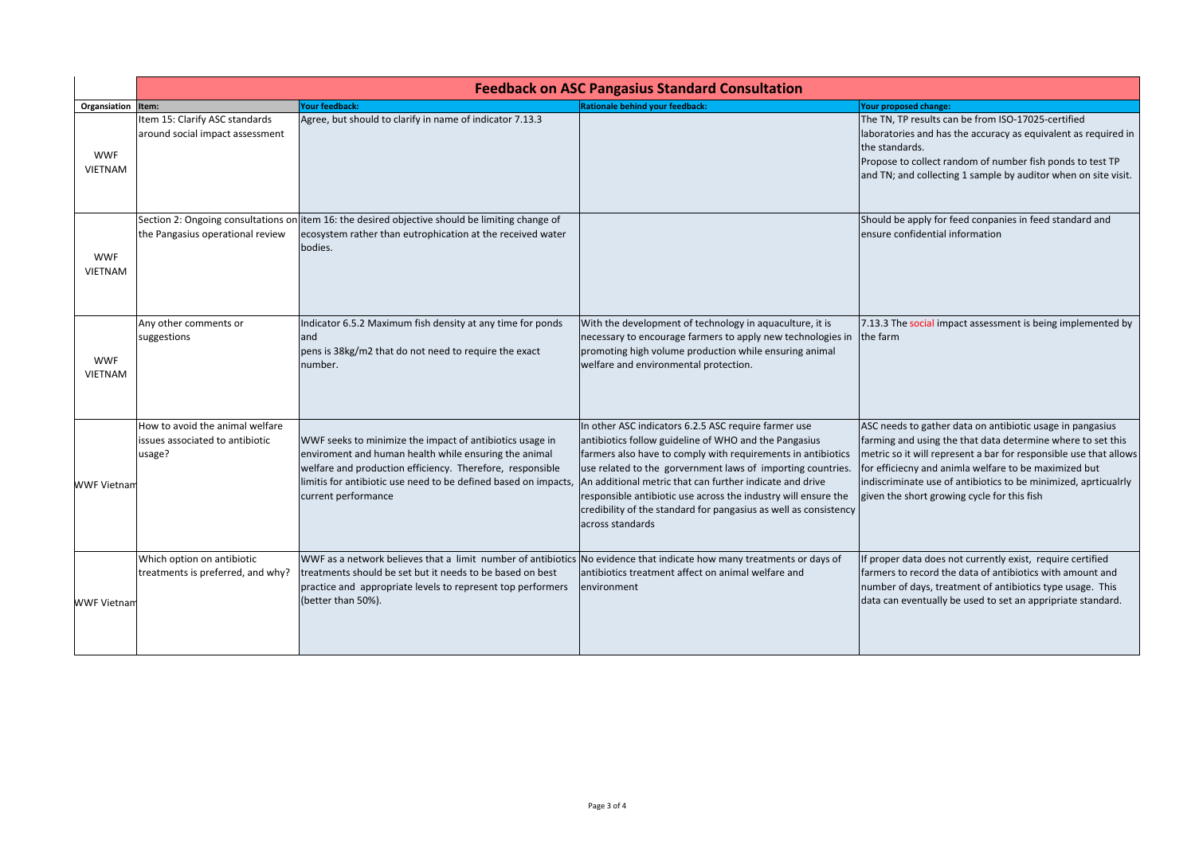| | **Feedback on ASC Pangasius Standard Consultation** | | | |
|---|---|---|---|---|
| **Organsiation** | **Item:** | **Your feedback:** | **Rationale behind your feedback:** | **Your proposed change:** |
| WWF VIETNAM | Item 15: Clarify ASC standards around social impact assessment | Agree, but should to clarify in name of indicator 7.13.3 | | The TN, TP results can be from ISO-17025-certified laboratories and has the accuracy as equivalent as required in the standards.<br>Propose to collect random of number fish ponds to test TP and TN; and collecting 1 sample by auditor when on site visit. |
| WWF VIETNAM | Section 2: Ongoing consultations on the Pangasius operational review | item 16: the desired objective should be limiting change of ecosystem rather than eutrophication at the received water bodies. | | Should be apply for feed conpanies in feed standard and ensure confidential information |
| WWF VIETNAM | Any other comments or suggestions | Indicator 6.5.2 Maximum fish density at any time for ponds and<br>pens is 38kg/m2 that do not need to require the exact number. | With the development of technology in aquaculture, it is necessary to encourage farmers to apply new technologies in promoting high volume production while ensuring animal welfare and environmental protection. | 7.13.3 The social impact assessment is being implemented by the farm |
| WWF Vietnam | How to avoid the animal welfare issues associated to antibiotic usage? | WWF seeks to minimize the impact of antibiotics usage in enviroment and human health while ensuring the animal welfare and production efficiency. Therefore, responsible limitis for antibiotic use need to be defined based on impacts, current performance | In other ASC indicators 6.2.5 ASC require farmer use antibiotics follow guideline of WHO and the Pangasius farmers also have to comply with requirements in antibiotics use related to the gorvernment laws of importing countries. An additional metric that can further indicate and drive responsible antibiotic use across the industry will ensure the credibility of the standard for pangasius as well as consistency across standards | ASC needs to gather data on antibiotic usage in pangasius farming and using the that data determine where to set this metric so it will represent a bar for responsible use that allows for efficiecny and animla welfare to be maximized but indiscriminate use of antibiotics to be minimized, apticualrly given the short growing cycle for this fish |
| WWF Vietnam | Which option on antibiotic treatments is preferred, and why? | WWF as a network believes that a limit number of antibiotics treatments should be set but it needs to be based on best practice and appropriate levels to represent top performers (better than 50%). | No evidence that indicate how many treatments or days of antibiotics treatment affect on animal welfare and environment | If proper data does not currently exist, require certified farmers to record the data of antibiotics with amount and number of days, treatment of antibiotics type usage. This data can eventually be used to set an appripriate standard. |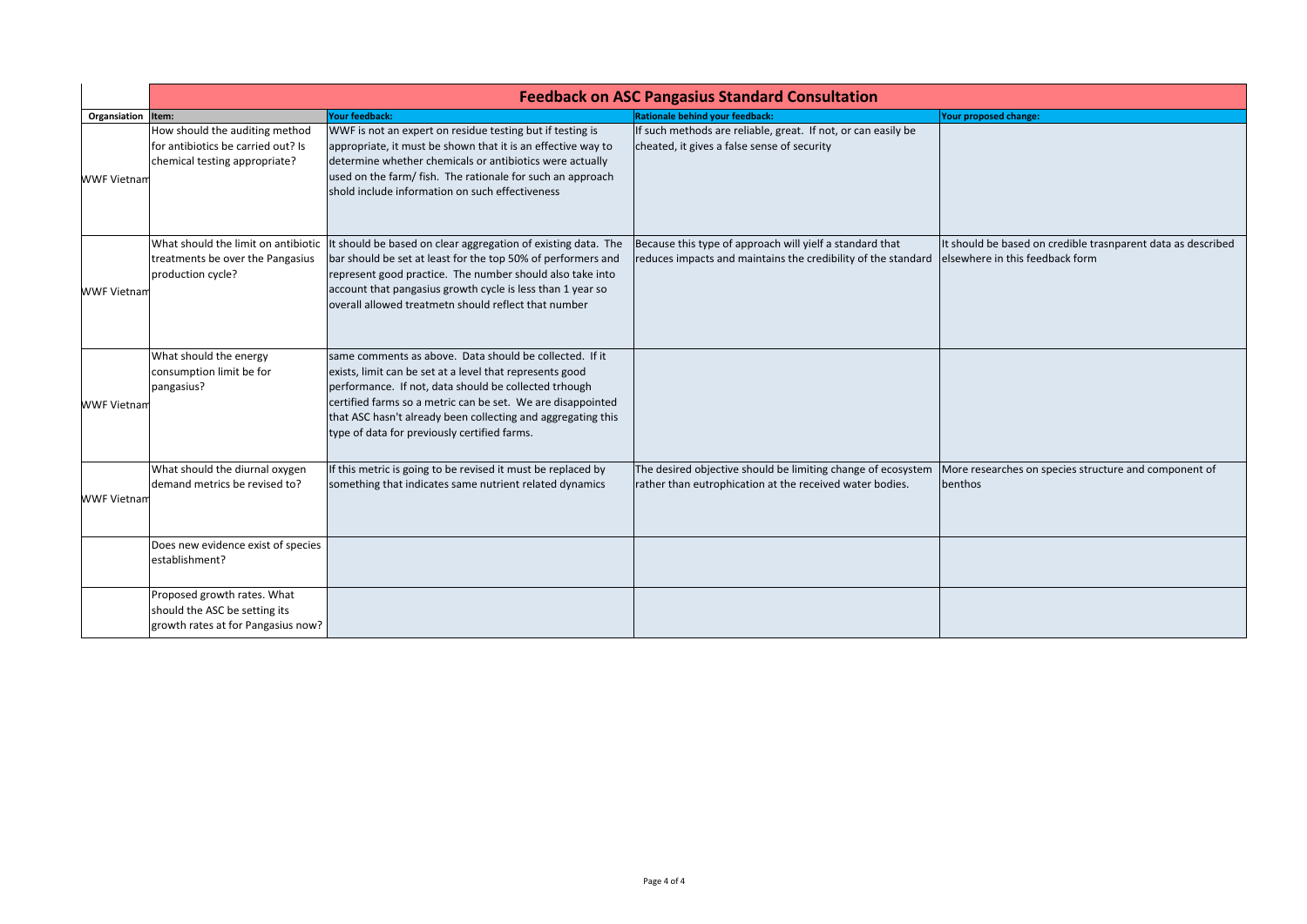# Feedback on ASC Pangasius Standard Consultation

| Organsiation | Item: | Your feedback: | Rationale behind your feedback: | Your proposed change: |
|---|---|---|---|---|
| WWF Vietnam | How should the auditing method for antibiotics be carried out? Is chemical testing appropriate? | WWF is not an expert on residue testing but if testing is appropriate, it must be shown that it is an effective way to determine whether chemicals or antibiotics were actually used on the farm/ fish. The rationale for such an approach shold include information on such effectiveness | If such methods are reliable, great. If not, or can easily be cheated, it gives a false sense of security | |
| WWF Vietnam | What should the limit on antibiotic treatments be over the Pangasius production cycle? | It should be based on clear aggregation of existing data. The bar should be set at least for the top 50% of performers and represent good practice. The number should also take into account that pangasius growth cycle is less than 1 year so overall allowed treatmetn should reflect that number | Because this type of approach will yielf a standard that reduces impacts and maintains the credibility of the standard | It should be based on credible trasnparent data as described elsewhere in this feedback form |
| WWF Vietnam | What should the energy consumption limit be for pangasius? | same comments as above. Data should be collected. If it exists, limit can be set at a level that represents good performance. If not, data should be collected trhough certified farms so a metric can be set. We are disappointed that ASC hasn't already been collecting and aggregating this type of data for previously certified farms. | | |
| WWF Vietnam | What should the diurnal oxygen demand metrics be revised to? | If this metric is going to be revised it must be replaced by something that indicates same nutrient related dynamics | The desired objective should be limiting change of ecosystem rather than eutrophication at the received water bodies. | More researches on species structure and component of benthos |
| | Does new evidence exist of species establishment? | | | |
| | Proposed growth rates. What should the ASC be setting its growth rates at for Pangasius now? | | | |